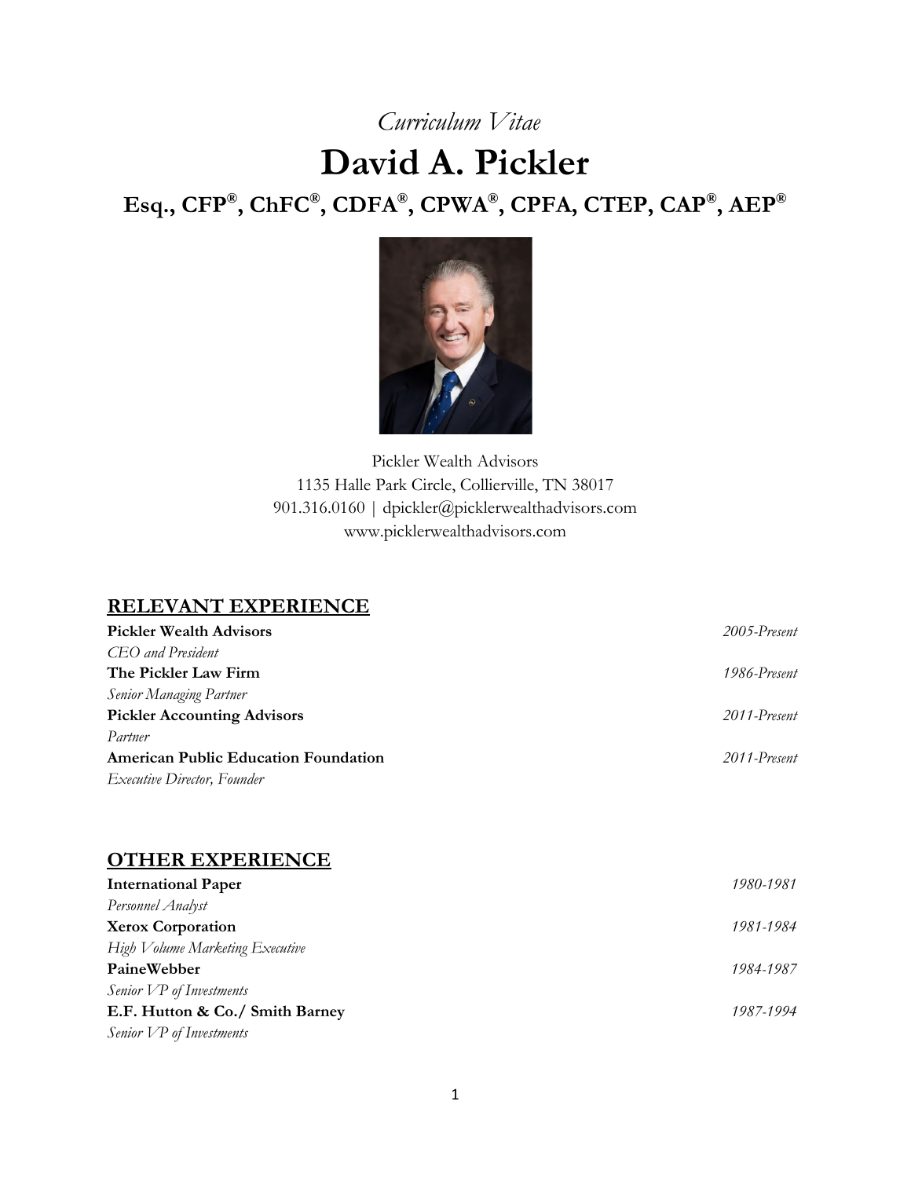*Curriculum Vitae*

# David A. Pickler

## Esq., CFP®, ChFC®, CDFA®, CPWA®, CPFA, CTEP, CAP®, AEP®

Pickler Wealth Advisors
1135 Halle Park Circle, Collierville, TN 38017
901.316.0160 | dpickler@picklerwealthadvisors.com
www.picklerwealthadvisors.com

## RELEVANT EXPERIENCE

**Pickler Wealth Advisors** — *2005-Present*
*CEO and President*

**The Pickler Law Firm** — *1986-Present*
*Senior Managing Partner*

**Pickler Accounting Advisors** — *2011-Present*
*Partner*

**American Public Education Foundation** — *2011-Present*
*Executive Director, Founder*

## OTHER EXPERIENCE

**International Paper** — *1980-1981*
*Personnel Analyst*

**Xerox Corporation** — *1981-1984*
*High Volume Marketing Executive*

**PaineWebber** — *1984-1987*
*Senior VP of Investments*

**E.F. Hutton & Co./ Smith Barney** — *1987-1994*
*Senior VP of Investments*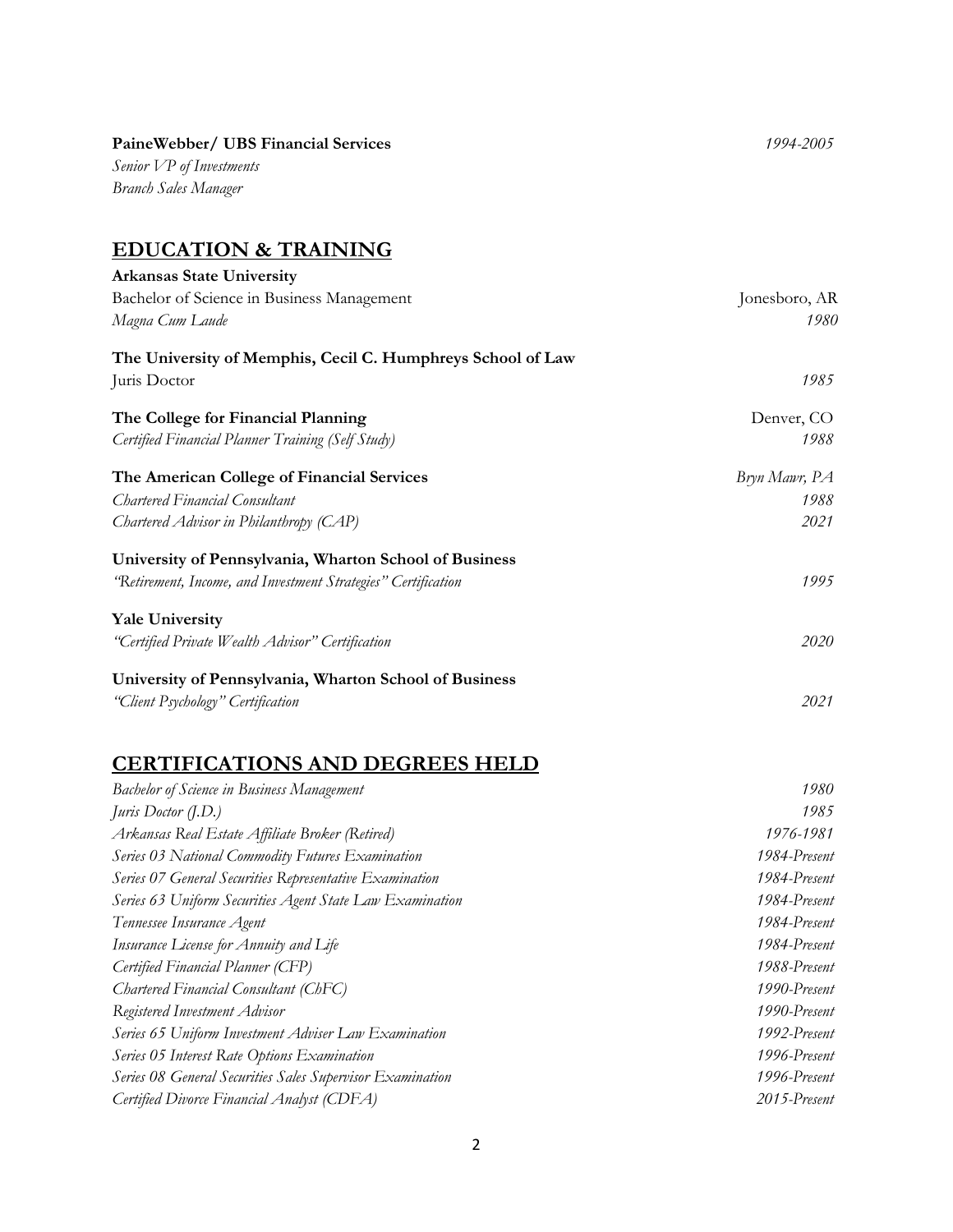**PaineWebber/ UBS Financial Services** 1994-2005
*Senior VP of Investments*
*Branch Sales Manager*

## EDUCATION & TRAINING

**Arkansas State University**
Bachelor of Science in Business Management — Jonesboro, AR
*Magna Cum Laude* — *1980*

**The University of Memphis, Cecil C. Humphreys School of Law**
Juris Doctor — *1985*

**The College for Financial Planning** — Denver, CO
*Certified Financial Planner Training (Self Study)* — *1988*

**The American College of Financial Services** — *Bryn Mawr, PA*
*Chartered Financial Consultant* — *1988*
*Chartered Advisor in Philanthropy (CAP)* — *2021*

**University of Pennsylvania, Wharton School of Business**
*"Retirement, Income, and Investment Strategies" Certification* — *1995*

**Yale University**
*"Certified Private Wealth Advisor" Certification* — *2020*

**University of Pennsylvania, Wharton School of Business**
*"Client Psychology" Certification* — *2021*

## CERTIFICATIONS AND DEGREES HELD

| | |
|---|---|
| *Bachelor of Science in Business Management* | *1980* |
| *Juris Doctor (J.D.)* | *1985* |
| *Arkansas Real Estate Affiliate Broker (Retired)* | *1976-1981* |
| *Series 03 National Commodity Futures Examination* | *1984-Present* |
| *Series 07 General Securities Representative Examination* | *1984-Present* |
| *Series 63 Uniform Securities Agent State Law Examination* | *1984-Present* |
| *Tennessee Insurance Agent* | *1984-Present* |
| *Insurance License for Annuity and Life* | *1984-Present* |
| *Certified Financial Planner (CFP)* | *1988-Present* |
| *Chartered Financial Consultant (ChFC)* | *1990-Present* |
| *Registered Investment Advisor* | *1990-Present* |
| *Series 65 Uniform Investment Adviser Law Examination* | *1992-Present* |
| *Series 05 Interest Rate Options Examination* | *1996-Present* |
| *Series 08 General Securities Sales Supervisor Examination* | *1996-Present* |
| *Certified Divorce Financial Analyst (CDFA)* | *2015-Present* |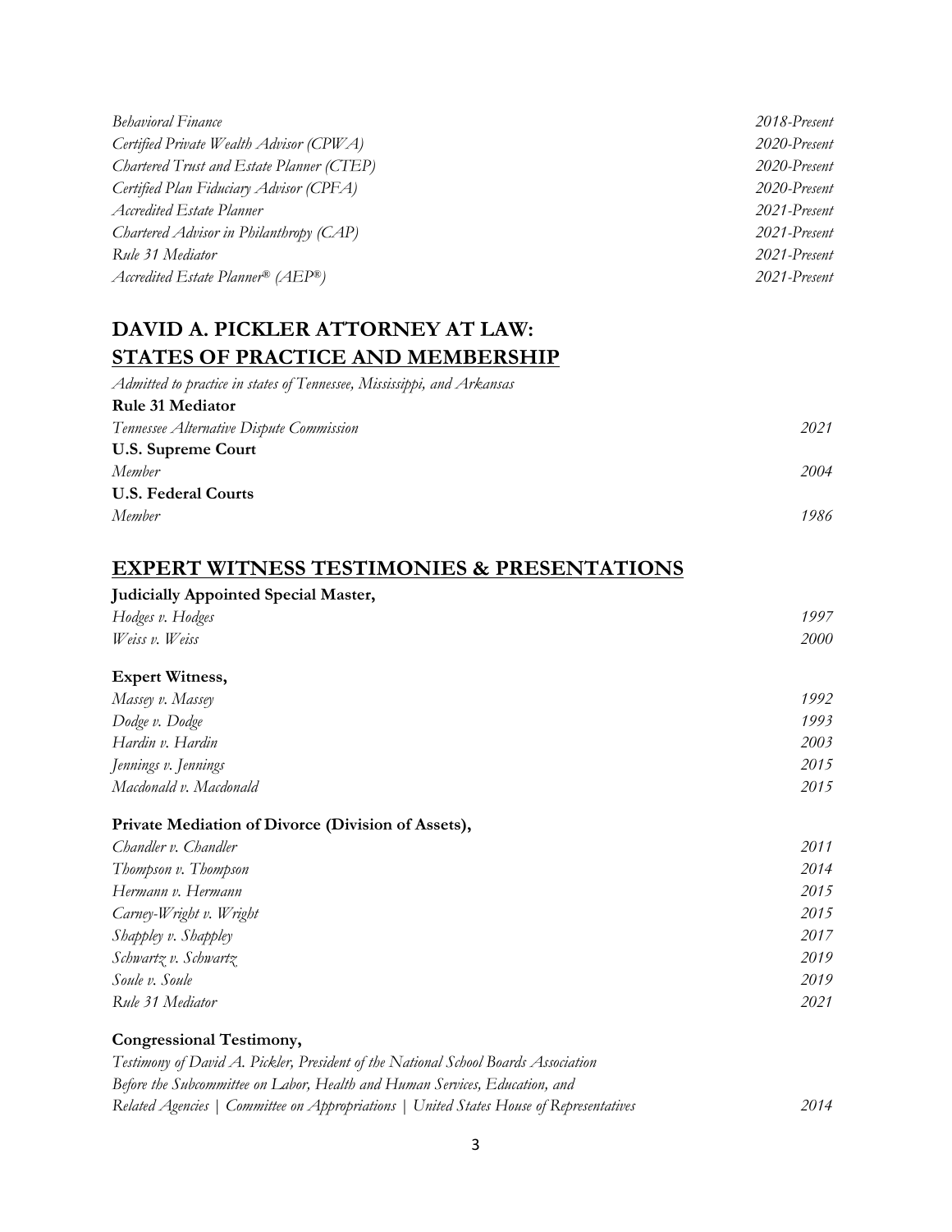*Behavioral Finance* *2018-Present*
*Certified Private Wealth Advisor (CPWA)* *2020-Present*
*Chartered Trust and Estate Planner (CTEP)* *2020-Present*
*Certified Plan Fiduciary Advisor (CPFA)* *2020-Present*
*Accredited Estate Planner* *2021-Present*
*Chartered Advisor in Philanthropy (CAP)* *2021-Present*
*Rule 31 Mediator* *2021-Present*
*Accredited Estate Planner® (AEP®)* *2021-Present*

## DAVID A. PICKLER ATTORNEY AT LAW: STATES OF PRACTICE AND MEMBERSHIP

*Admitted to practice in states of Tennessee, Mississippi, and Arkansas*

**Rule 31 Mediator**
*Tennessee Alternative Dispute Commission* *2021*

**U.S. Supreme Court**
*Member* *2004*

**U.S. Federal Courts**
*Member* *1986*

## EXPERT WITNESS TESTIMONIES & PRESENTATIONS

**Judicially Appointed Special Master,**
*Hodges v. Hodges* *1997*
*Weiss v. Weiss* *2000*

**Expert Witness,**
*Massey v. Massey* *1992*
*Dodge v. Dodge* *1993*
*Hardin v. Hardin* *2003*
*Jennings v. Jennings* *2015*
*Macdonald v. Macdonald* *2015*

**Private Mediation of Divorce (Division of Assets),**
*Chandler v. Chandler* *2011*
*Thompson v. Thompson* *2014*
*Hermann v. Hermann* *2015*
*Carney-Wright v. Wright* *2015*
*Shappley v. Shappley* *2017*
*Schwartz v. Schwartz* *2019*
*Soule v. Soule* *2019*
*Rule 31 Mediator* *2021*

**Congressional Testimony,**
*Testimony of David A. Pickler, President of the National School Boards Association*
*Before the Subcommittee on Labor, Health and Human Services, Education, and*
*Related Agencies | Committee on Appropriations | United States House of Representatives* *2014*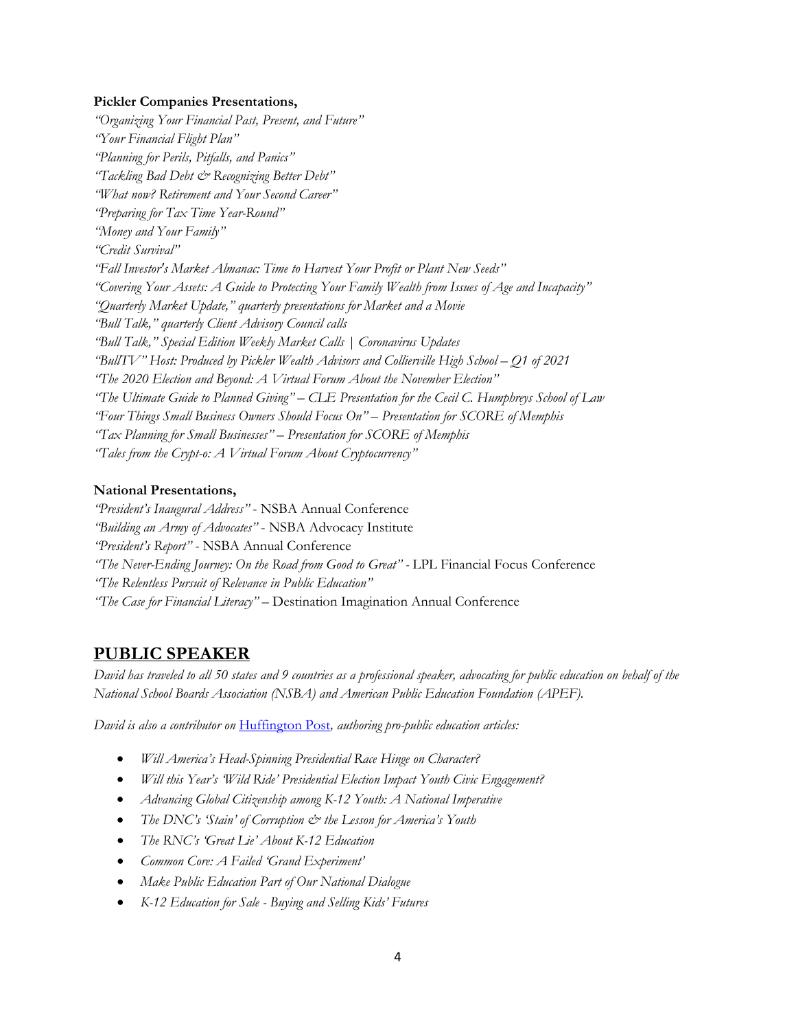**Pickler Companies Presentations,**

*"Organizing Your Financial Past, Present, and Future"*
*"Your Financial Flight Plan"*
*"Planning for Perils, Pitfalls, and Panics"*
*"Tackling Bad Debt & Recognizing Better Debt"*
*"What now? Retirement and Your Second Career"*
*"Preparing for Tax Time Year-Round"*
*"Money and Your Family"*
*"Credit Survival"*
*"Fall Investor's Market Almanac: Time to Harvest Your Profit or Plant New Seeds"*
*"Covering Your Assets: A Guide to Protecting Your Family Wealth from Issues of Age and Incapacity"*
*"Quarterly Market Update," quarterly presentations for Market and a Movie*
*"Bull Talk," quarterly Client Advisory Council calls*
*"Bull Talk," Special Edition Weekly Market Calls | Coronavirus Updates*
*"BullTV" Host: Produced by Pickler Wealth Advisors and Collierville High School – Q1 of 2021*
*"The 2020 Election and Beyond: A Virtual Forum About the November Election"*
*"The Ultimate Guide to Planned Giving" – CLE Presentation for the Cecil C. Humphreys School of Law*
*"Four Things Small Business Owners Should Focus On" – Presentation for SCORE of Memphis*
*"Tax Planning for Small Businesses" – Presentation for SCORE of Memphis*
*"Tales from the Crypt-o: A Virtual Forum About Cryptocurrency"*

**National Presentations,**

*"President's Inaugural Address"* - NSBA Annual Conference
*"Building an Army of Advocates"* - NSBA Advocacy Institute
*"President's Report"* - NSBA Annual Conference
*"The Never-Ending Journey: On the Road from Good to Great"* - LPL Financial Focus Conference
*"The Relentless Pursuit of Relevance in Public Education"*
*"The Case for Financial Literacy"* – Destination Imagination Annual Conference

## PUBLIC SPEAKER

*David has traveled to all 50 states and 9 countries as a professional speaker, advocating for public education on behalf of the National School Boards Association (NSBA) and American Public Education Foundation (APEF).*

*David is also a contributor on* Huffington Post*, authoring pro-public education articles:*

- *Will America's Head-Spinning Presidential Race Hinge on Character?*
- *Will this Year's 'Wild Ride' Presidential Election Impact Youth Civic Engagement?*
- *Advancing Global Citizenship among K-12 Youth: A National Imperative*
- *The DNC's 'Stain' of Corruption & the Lesson for America's Youth*
- *The RNC's 'Great Lie' About K-12 Education*
- *Common Core: A Failed 'Grand Experiment'*
- *Make Public Education Part of Our National Dialogue*
- *K-12 Education for Sale - Buying and Selling Kids' Futures*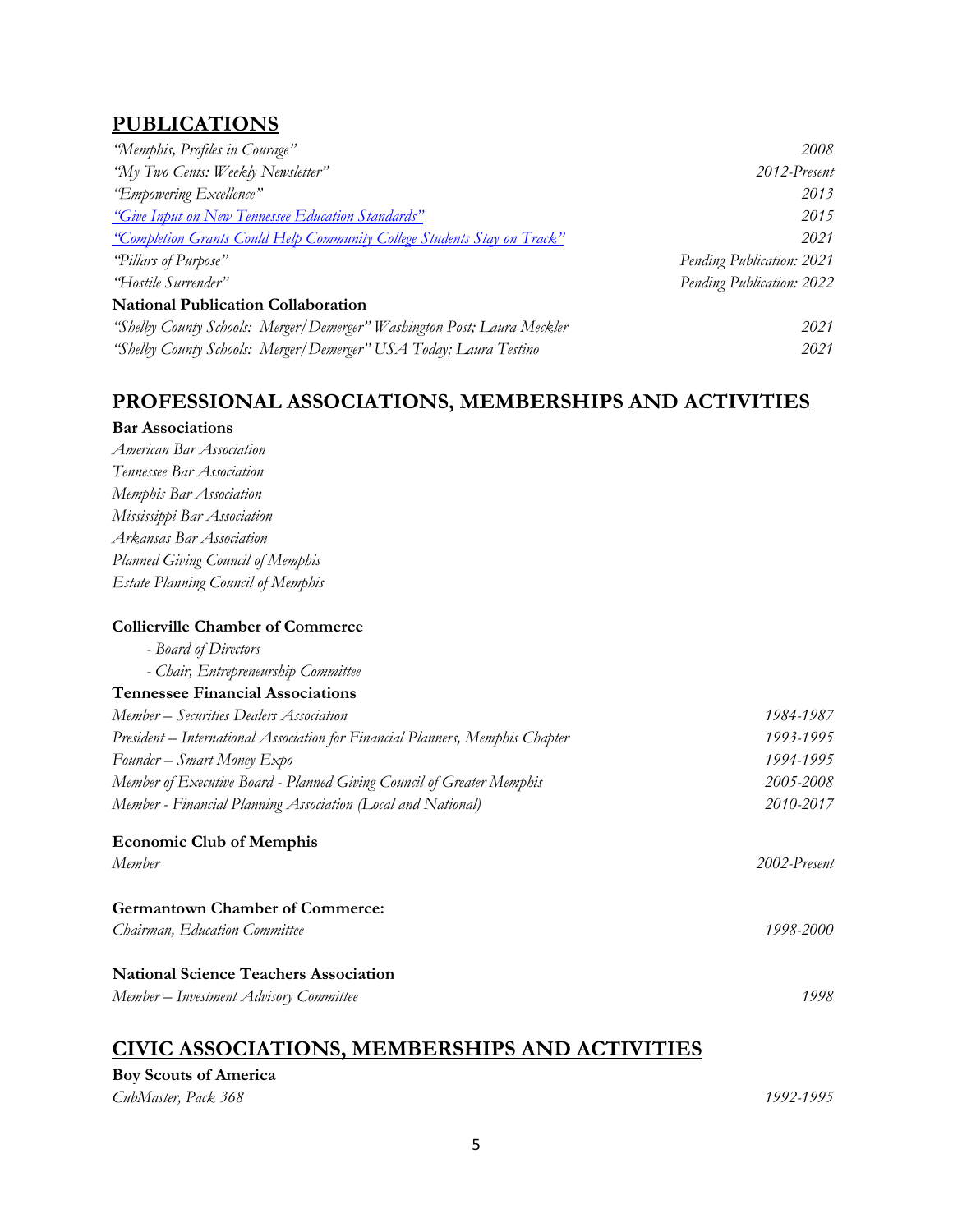## PUBLICATIONS

| | |
|---|---|
| *"Memphis, Profiles in Courage"* | *2008* |
| *"My Two Cents: Weekly Newsletter"* | *2012-Present* |
| *"Empowering Excellence"* | *2013* |
| *"Give Input on New Tennessee Education Standards"* | *2015* |
| *"Completion Grants Could Help Community College Students Stay on Track"* | *2021* |
| *"Pillars of Purpose"* | *Pending Publication: 2021* |
| *"Hostile Surrender"* | *Pending Publication: 2022* |

**National Publication Collaboration**

| | |
|---|---|
| *"Shelby County Schools: Merger/Demerger" Washington Post; Laura Meckler* | *2021* |
| *"Shelby County Schools: Merger/Demerger" USA Today; Laura Testino* | *2021* |

## PROFESSIONAL ASSOCIATIONS, MEMBERSHIPS AND ACTIVITIES

**Bar Associations**

*American Bar Association*
*Tennessee Bar Association*
*Memphis Bar Association*
*Mississippi Bar Association*
*Arkansas Bar Association*
*Planned Giving Council of Memphis*
*Estate Planning Council of Memphis*

**Collierville Chamber of Commerce**

- *Board of Directors*
- *Chair, Entrepreneurship Committee*

**Tennessee Financial Associations**

| | |
|---|---|
| *Member – Securities Dealers Association* | *1984-1987* |
| *President – International Association for Financial Planners, Memphis Chapter* | *1993-1995* |
| *Founder – Smart Money Expo* | *1994-1995* |
| *Member of Executive Board - Planned Giving Council of Greater Memphis* | *2005-2008* |
| *Member - Financial Planning Association (Local and National)* | *2010-2017* |

**Economic Club of Memphis**

*Member* — *2002-Present*

**Germantown Chamber of Commerce:**

*Chairman, Education Committee* — *1998-2000*

**National Science Teachers Association**

*Member – Investment Advisory Committee* — *1998*

## CIVIC ASSOCIATIONS, MEMBERSHIPS AND ACTIVITIES

**Boy Scouts of America**

*CubMaster, Pack 368* — *1992-1995*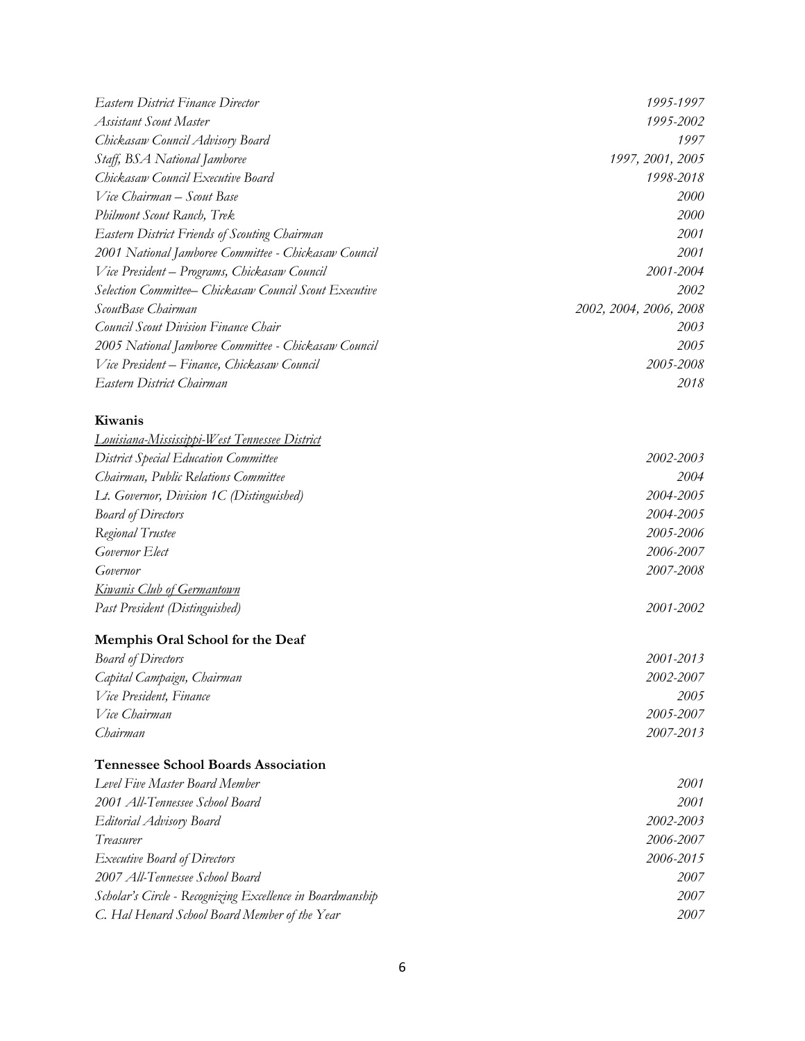| | |
|---|---|
| *Eastern District Finance Director* | *1995-1997* |
| *Assistant Scout Master* | *1995-2002* |
| *Chickasaw Council Advisory Board* | *1997* |
| *Staff, BSA National Jamboree* | *1997, 2001, 2005* |
| *Chickasaw Council Executive Board* | *1998-2018* |
| *Vice Chairman – Scout Base* | *2000* |
| *Philmont Scout Ranch, Trek* | *2000* |
| *Eastern District Friends of Scouting Chairman* | *2001* |
| *2001 National Jamboree Committee - Chickasaw Council* | *2001* |
| *Vice President – Programs, Chickasaw Council* | *2001-2004* |
| *Selection Committee– Chickasaw Council Scout Executive* | *2002* |
| *ScoutBase Chairman* | *2002, 2004, 2006, 2008* |
| *Council Scout Division Finance Chair* | *2003* |
| *2005 National Jamboree Committee - Chickasaw Council* | *2005* |
| *Vice President – Finance, Chickasaw Council* | *2005-2008* |
| *Eastern District Chairman* | *2018* |

**Kiwanis**

| | |
|---|---|
| *Louisiana-Mississippi-West Tennessee District* | |
| *District Special Education Committee* | *2002-2003* |
| *Chairman, Public Relations Committee* | *2004* |
| *Lt. Governor, Division 1C (Distinguished)* | *2004-2005* |
| *Board of Directors* | *2004-2005* |
| *Regional Trustee* | *2005-2006* |
| *Governor Elect* | *2006-2007* |
| *Governor* | *2007-2008* |
| *Kiwanis Club of Germantown* | |
| *Past President (Distinguished)* | *2001-2002* |

**Memphis Oral School for the Deaf**

| | |
|---|---|
| *Board of Directors* | *2001-2013* |
| *Capital Campaign, Chairman* | *2002-2007* |
| *Vice President, Finance* | *2005* |
| *Vice Chairman* | *2005-2007* |
| *Chairman* | *2007-2013* |

**Tennessee School Boards Association**

| | |
|---|---|
| *Level Five Master Board Member* | *2001* |
| *2001 All-Tennessee School Board* | *2001* |
| *Editorial Advisory Board* | *2002-2003* |
| *Treasurer* | *2006-2007* |
| *Executive Board of Directors* | *2006-2015* |
| *2007 All-Tennessee School Board* | *2007* |
| *Scholar's Circle - Recognizing Excellence in Boardmanship* | *2007* |
| *C. Hal Henard School Board Member of the Year* | *2007* |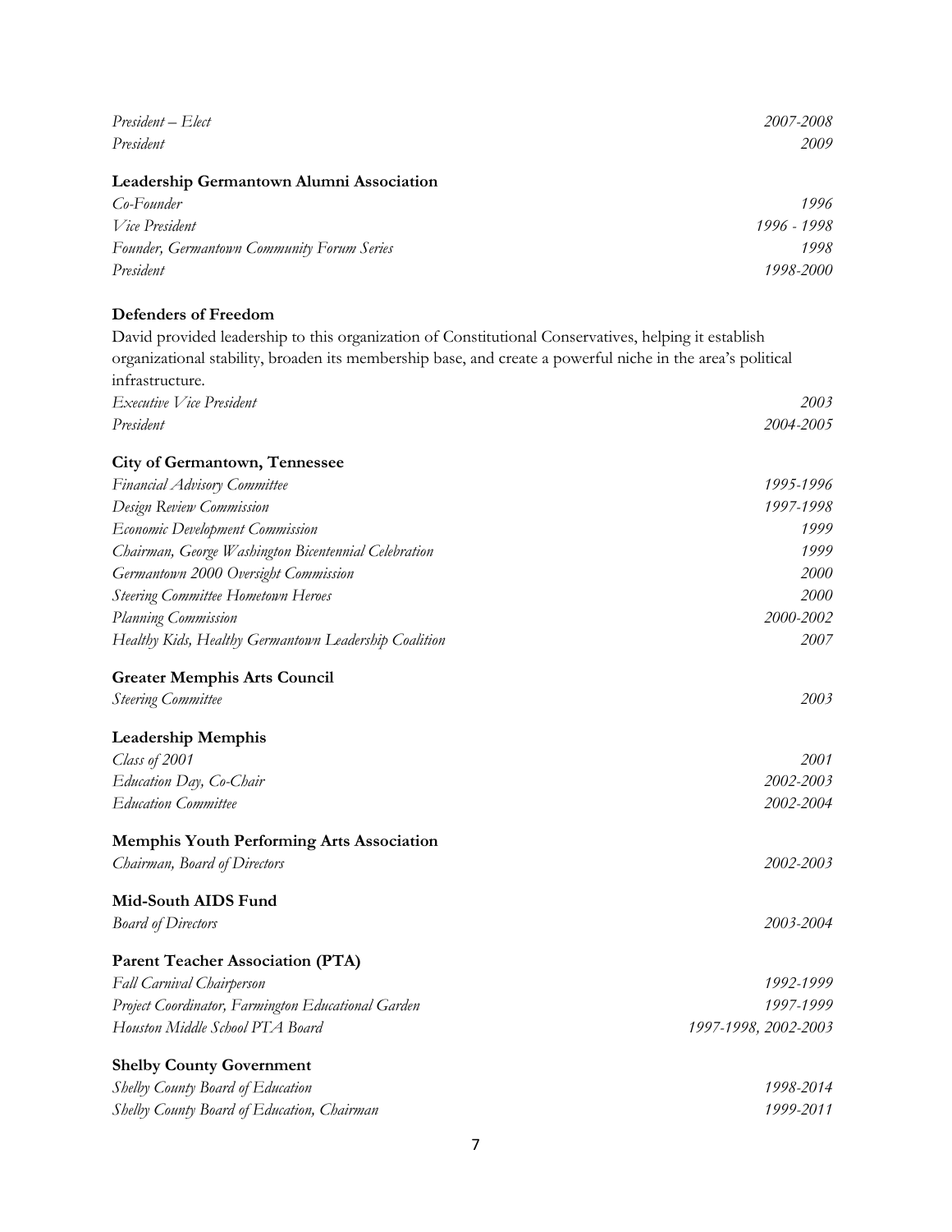*President – Elect* 2007-2008
*President* 2009

**Leadership Germantown Alumni Association**

*Co-Founder* 1996
*Vice President* 1996 - 1998
*Founder, Germantown Community Forum Series* 1998
*President* 1998-2000

**Defenders of Freedom**

David provided leadership to this organization of Constitutional Conservatives, helping it establish organizational stability, broaden its membership base, and create a powerful niche in the area's political infrastructure.

*Executive Vice President* 2003
*President* 2004-2005

**City of Germantown, Tennessee**

*Financial Advisory Committee* 1995-1996
*Design Review Commission* 1997-1998
*Economic Development Commission* 1999
*Chairman, George Washington Bicentennial Celebration* 1999
*Germantown 2000 Oversight Commission* 2000
*Steering Committee Hometown Heroes* 2000
*Planning Commission* 2000-2002
*Healthy Kids, Healthy Germantown Leadership Coalition* 2007

**Greater Memphis Arts Council**

*Steering Committee* 2003

**Leadership Memphis**

*Class of 2001* 2001
*Education Day, Co-Chair* 2002-2003
*Education Committee* 2002-2004

**Memphis Youth Performing Arts Association**

*Chairman, Board of Directors* 2002-2003

**Mid-South AIDS Fund**

*Board of Directors* 2003-2004

**Parent Teacher Association (PTA)**

*Fall Carnival Chairperson* 1992-1999
*Project Coordinator, Farmington Educational Garden* 1997-1999
*Houston Middle School PTA Board* 1997-1998, 2002-2003

**Shelby County Government**

*Shelby County Board of Education* 1998-2014
*Shelby County Board of Education, Chairman* 1999-2011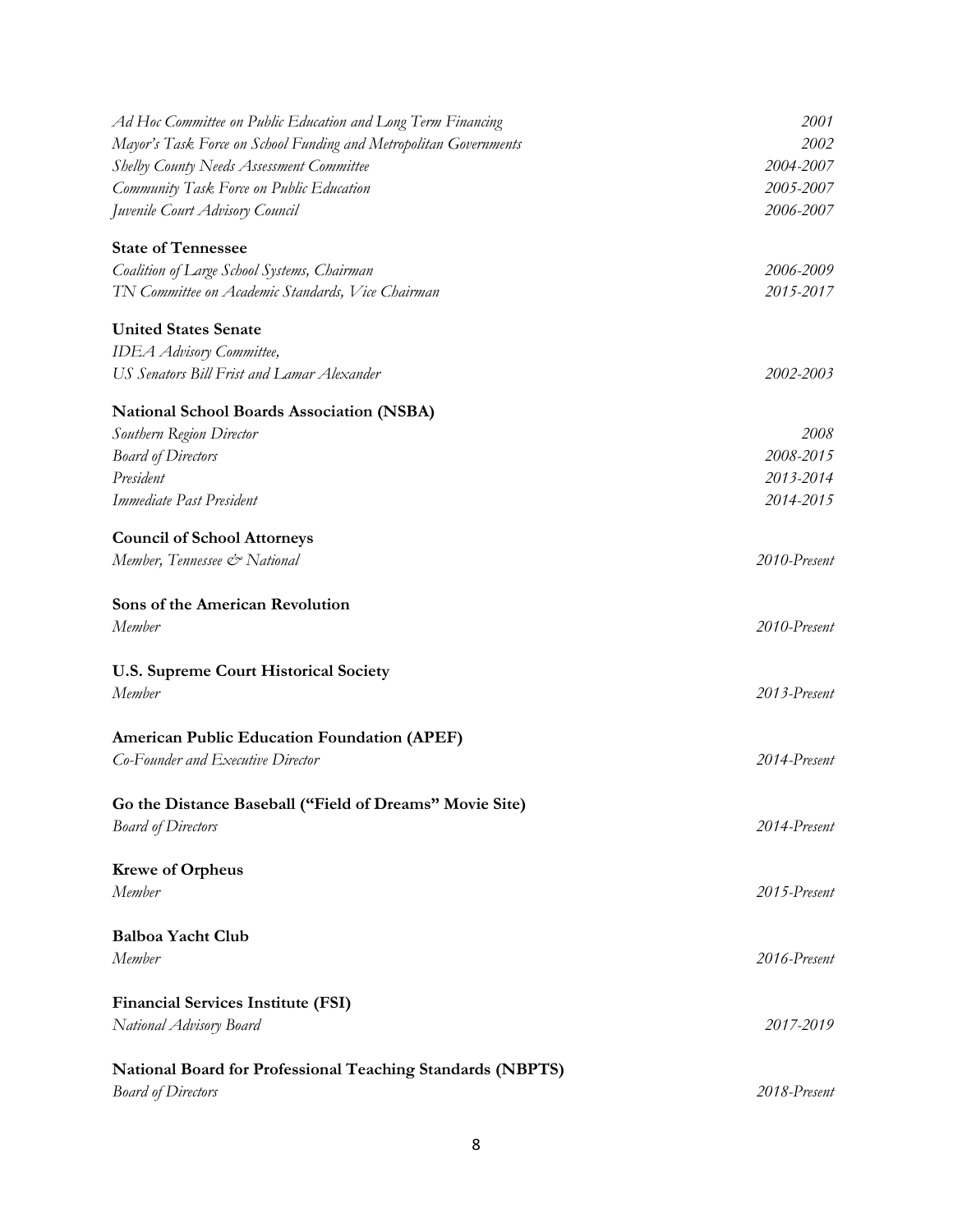*Ad Hoc Committee on Public Education and Long Term Financing* — *2001*
*Mayor's Task Force on School Funding and Metropolitan Governments* — *2002*
*Shelby County Needs Assessment Committee* — *2004-2007*
*Community Task Force on Public Education* — *2005-2007*
*Juvenile Court Advisory Council* — *2006-2007*

**State of Tennessee**
*Coalition of Large School Systems, Chairman* — *2006-2009*
*TN Committee on Academic Standards, Vice Chairman* — *2015-2017*

**United States Senate**
*IDEA Advisory Committee,*
*US Senators Bill Frist and Lamar Alexander* — *2002-2003*

**National School Boards Association (NSBA)**
*Southern Region Director* — *2008*
*Board of Directors* — *2008-2015*
*President* — *2013-2014*
*Immediate Past President* — *2014-2015*

**Council of School Attorneys**
*Member, Tennessee & National* — *2010-Present*

**Sons of the American Revolution**
*Member* — *2010-Present*

**U.S. Supreme Court Historical Society**
*Member* — *2013-Present*

**American Public Education Foundation (APEF)**
*Co-Founder and Executive Director* — *2014-Present*

**Go the Distance Baseball ("Field of Dreams" Movie Site)**
*Board of Directors* — *2014-Present*

**Krewe of Orpheus**
*Member* — *2015-Present*

**Balboa Yacht Club**
*Member* — *2016-Present*

**Financial Services Institute (FSI)**
*National Advisory Board* — *2017-2019*

**National Board for Professional Teaching Standards (NBPTS)**
*Board of Directors* — *2018-Present*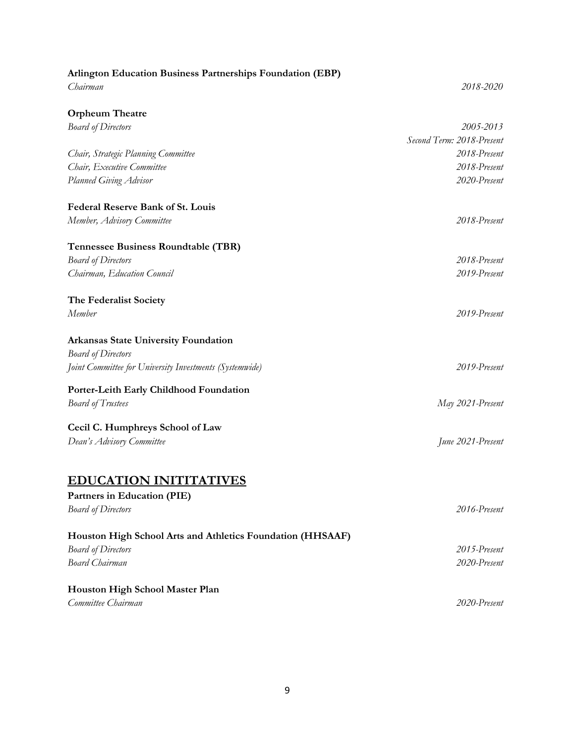**Arlington Education Business Partnerships Foundation (EBP)**

*Chairman* *2018-2020*

**Orpheum Theatre**

*Board of Directors* *2005-2013*
*Second Term: 2018-Present*

*Chair, Strategic Planning Committee* *2018-Present*

*Chair, Executive Committee* *2018-Present*

*Planned Giving Advisor* *2020-Present*

**Federal Reserve Bank of St. Louis**

*Member, Advisory Committee* *2018-Present*

**Tennessee Business Roundtable (TBR)**

*Board of Directors* *2018-Present*

*Chairman, Education Council* *2019-Present*

**The Federalist Society**

*Member* *2019-Present*

**Arkansas State University Foundation**

*Board of Directors*

*Joint Committee for University Investments (Systemwide)* *2019-Present*

**Porter-Leith Early Childhood Foundation**

*Board of Trustees* *May 2021-Present*

**Cecil C. Humphreys School of Law**

*Dean's Advisory Committee* *June 2021-Present*

## EDUCATION INITITATIVES

**Partners in Education (PIE)**

*Board of Directors* *2016-Present*

**Houston High School Arts and Athletics Foundation (HHSAAF)**

*Board of Directors* *2015-Present*

*Board Chairman* *2020-Present*

**Houston High School Master Plan**

*Committee Chairman* *2020-Present*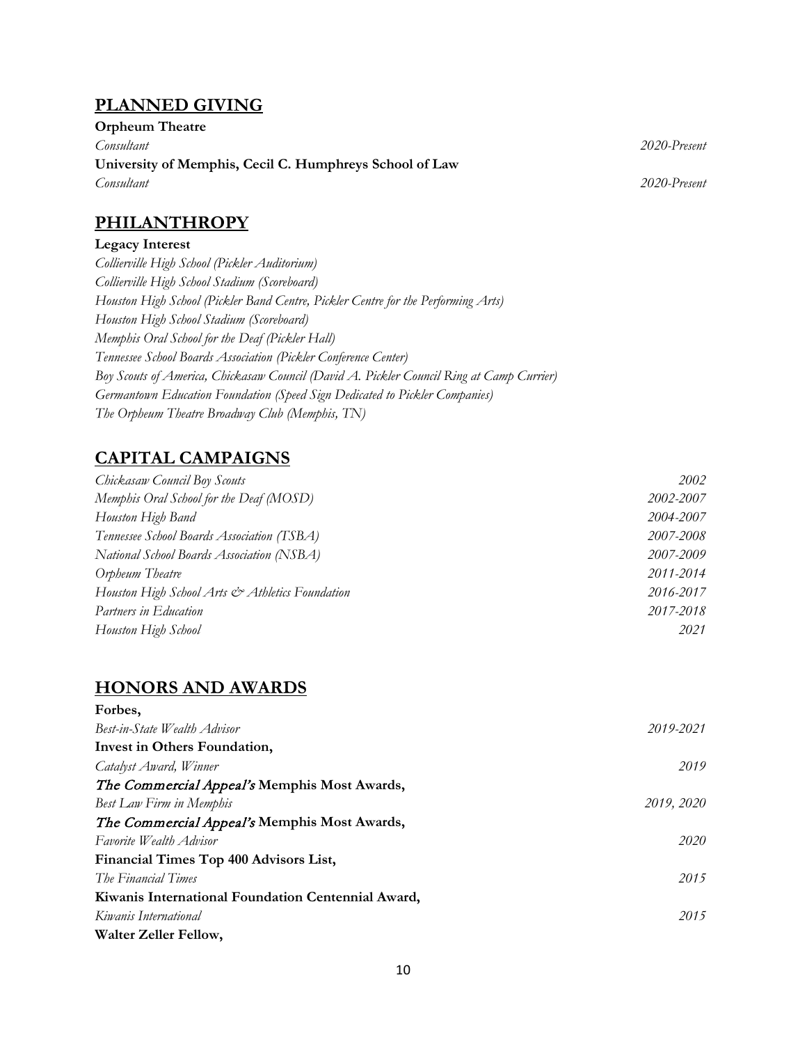## PLANNED GIVING

**Orpheum Theatre**
*Consultant* *2020-Present*

**University of Memphis, Cecil C. Humphreys School of Law**
*Consultant* *2020-Present*

## PHILANTHROPY

**Legacy Interest**
*Collierville High School (Pickler Auditorium)*
*Collierville High School Stadium (Scoreboard)*
*Houston High School (Pickler Band Centre, Pickler Centre for the Performing Arts)*
*Houston High School Stadium (Scoreboard)*
*Memphis Oral School for the Deaf (Pickler Hall)*
*Tennessee School Boards Association (Pickler Conference Center)*
*Boy Scouts of America, Chickasaw Council (David A. Pickler Council Ring at Camp Currier)*
*Germantown Education Foundation (Speed Sign Dedicated to Pickler Companies)*
*The Orpheum Theatre Broadway Club (Memphis, TN)*

## CAPITAL CAMPAIGNS

*Chickasaw Council Boy Scouts* *2002*
*Memphis Oral School for the Deaf (MOSD)* *2002-2007*
*Houston High Band* *2004-2007*
*Tennessee School Boards Association (TSBA)* *2007-2008*
*National School Boards Association (NSBA)* *2007-2009*
*Orpheum Theatre* *2011-2014*
*Houston High School Arts & Athletics Foundation* *2016-2017*
*Partners in Education* *2017-2018*
*Houston High School* *2021*

## HONORS AND AWARDS

**Forbes,**
*Best-in-State Wealth Advisor* *2019-2021*

**Invest in Others Foundation,**
*Catalyst Award, Winner* *2019*

***The Commercial Appeal's* Memphis Most Awards,**
*Best Law Firm in Memphis* *2019, 2020*

***The Commercial Appeal's* Memphis Most Awards,**
*Favorite Wealth Advisor* *2020*

**Financial Times Top 400 Advisors List,**
*The Financial Times* *2015*

**Kiwanis International Foundation Centennial Award,**
*Kiwanis International* *2015*

**Walter Zeller Fellow,**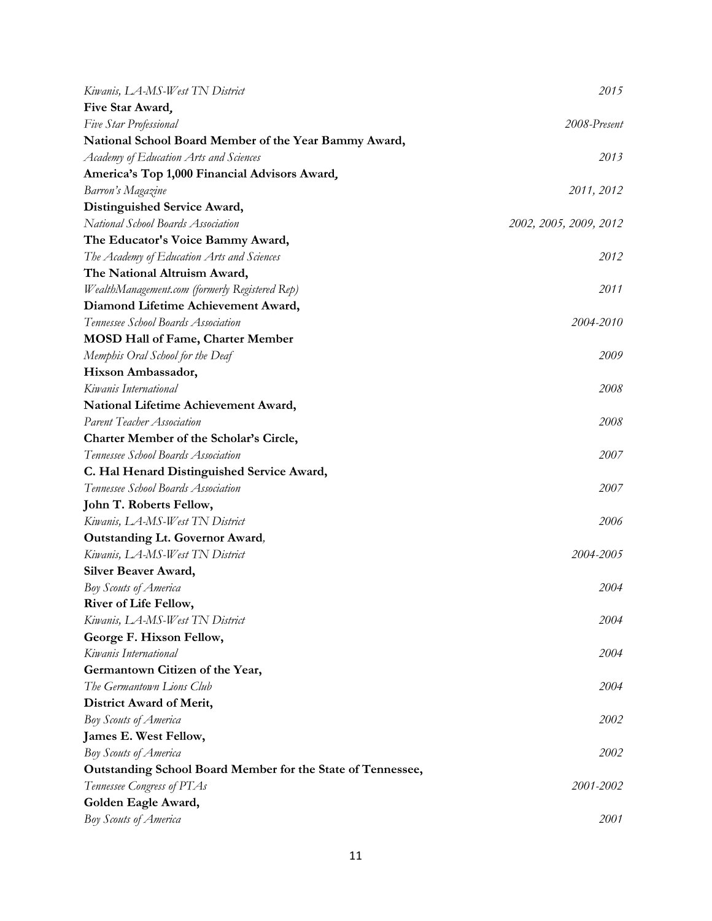*Kiwanis, LA-MS-West TN District* 2015

**Five Star Award,**
*Five Star Professional* 2008-Present

**National School Board Member of the Year Bammy Award,**
*Academy of Education Arts and Sciences* 2013

**America's Top 1,000 Financial Advisors Award,**
*Barron's Magazine* 2011, 2012

**Distinguished Service Award,**
*National School Boards Association* 2002, 2005, 2009, 2012

**The Educator's Voice Bammy Award,**
*The Academy of Education Arts and Sciences* 2012

**The National Altruism Award,**
*WealthManagement.com (formerly Registered Rep)* 2011

**Diamond Lifetime Achievement Award,**
*Tennessee School Boards Association* 2004-2010

**MOSD Hall of Fame, Charter Member**
*Memphis Oral School for the Deaf* 2009

**Hixson Ambassador,**
*Kiwanis International* 2008

**National Lifetime Achievement Award,**
*Parent Teacher Association* 2008

**Charter Member of the Scholar's Circle,**
*Tennessee School Boards Association* 2007

**C. Hal Henard Distinguished Service Award,**
*Tennessee School Boards Association* 2007

**John T. Roberts Fellow,**
*Kiwanis, LA-MS-West TN District* 2006

**Outstanding Lt. Governor Award,**
*Kiwanis, LA-MS-West TN District* 2004-2005

**Silver Beaver Award,**
*Boy Scouts of America* 2004

**River of Life Fellow,**
*Kiwanis, LA-MS-West TN District* 2004

**George F. Hixson Fellow,**
*Kiwanis International* 2004

**Germantown Citizen of the Year,**
*The Germantown Lions Club* 2004

**District Award of Merit,**
*Boy Scouts of America* 2002

**James E. West Fellow,**
*Boy Scouts of America* 2002

**Outstanding School Board Member for the State of Tennessee,**
*Tennessee Congress of PTAs* 2001-2002

**Golden Eagle Award,**
*Boy Scouts of America* 2001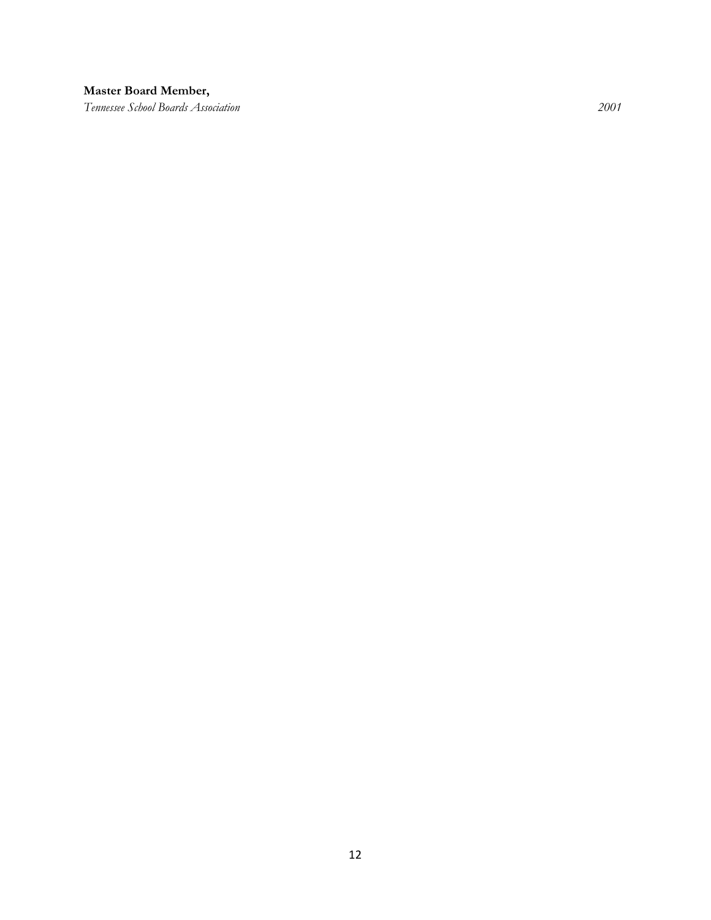**Master Board Member,**

*Tennessee School Boards Association* *2001*